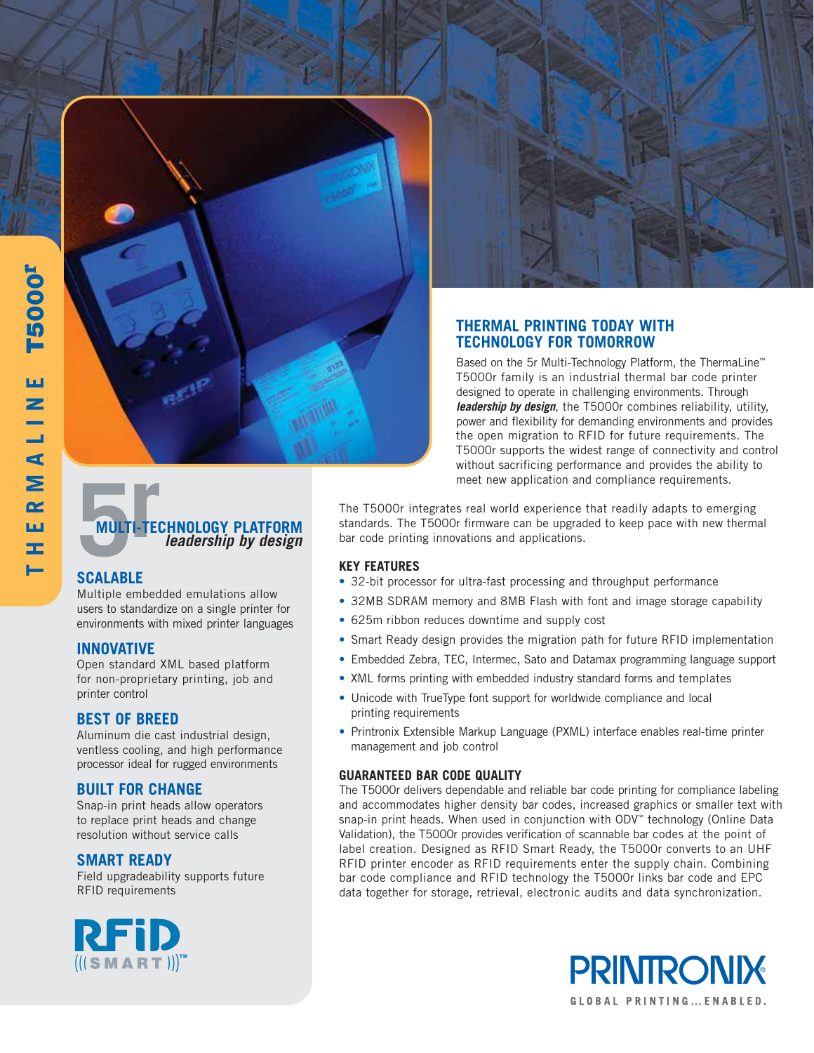# THERMALINE T5000r

## THERMAL PRINTING TODAY WITH TECHNOLOGY FOR TOMORROW

Based on the 5r Multi-Technology Platform, the ThermaLine™ T5000r family is an industrial thermal bar code printer designed to operate in challenging environments. Through ***leadership by design***, the T5000r combines reliability, utility, power and flexibility for demanding environments and provides the open migration to RFID for future requirements. The T5000r supports the widest range of connectivity and control without sacrificing performance and provides the ability to meet new application and compliance requirements.

The T5000r integrates real world experience that readily adapts to emerging standards. The T5000r firmware can be upgraded to keep pace with new thermal bar code printing innovations and applications.

## 5r MULTI-TECHNOLOGY PLATFORM

***leadership by design***

### SCALABLE

Multiple embedded emulations allow users to standardize on a single printer for environments with mixed printer languages

### INNOVATIVE

Open standard XML based platform for non-proprietary printing, job and printer control

### BEST OF BREED

Aluminum die cast industrial design, ventless cooling, and high performance processor ideal for rugged environments

### BUILT FOR CHANGE

Snap-in print heads allow operators to replace print heads and change resolution without service calls

### SMART READY

Field upgradeability supports future RFID requirements

RFiD (((SMART)))™

### KEY FEATURES

- 32-bit processor for ultra-fast processing and throughput performance
- 32MB SDRAM memory and 8MB Flash with font and image storage capability
- 625m ribbon reduces downtime and supply cost
- Smart Ready design provides the migration path for future RFID implementation
- Embedded Zebra, TEC, Intermec, Sato and Datamax programming language support
- XML forms printing with embedded industry standard forms and templates
- Unicode with TrueType font support for worldwide compliance and local printing requirements
- Printronix Extensible Markup Language (PXML) interface enables real-time printer management and job control

### GUARANTEED BAR CODE QUALITY

The T5000r delivers dependable and reliable bar code printing for compliance labeling and accommodates higher density bar codes, increased graphics or smaller text with snap-in print heads. When used in conjunction with ODV™ technology (Online Data Validation), the T5000r provides verification of scannable bar codes at the point of label creation. Designed as RFID Smart Ready, the T5000r converts to an UHF RFID printer encoder as RFID requirements enter the supply chain. Combining bar code compliance and RFID technology the T5000r links bar code and EPC data together for storage, retrieval, electronic audits and data synchronization.

PRINTRONIX®

GLOBAL PRINTING...ENABLED.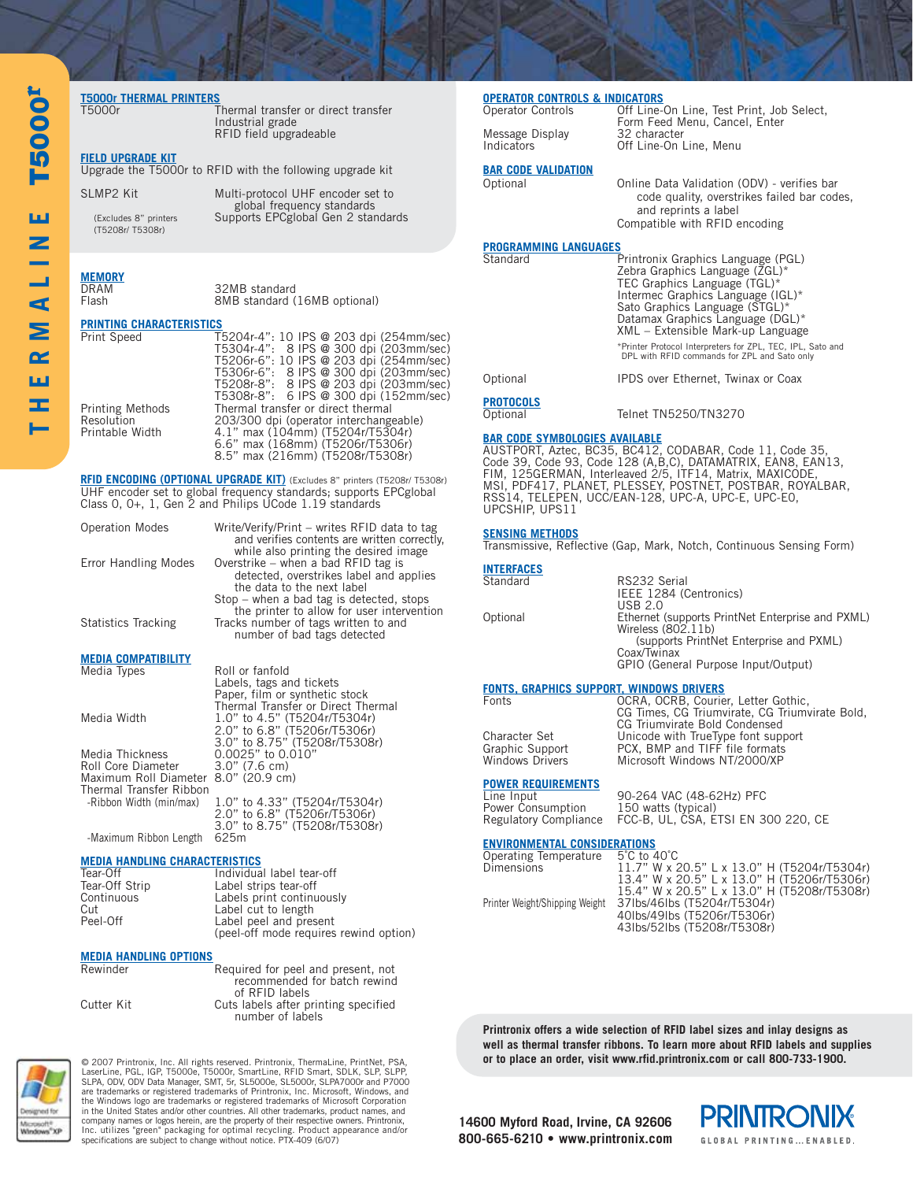## T5000r THERMAL PRINTERS

| | |
|---|---|
| T5000r | Thermal transfer or direct transfer<br>Industrial grade<br>RFID field upgradeable |

## FIELD UPGRADE KIT

Upgrade the T5000r to RFID with the following upgrade kit

| | |
|---|---|
| SLMP2 Kit<br>(Excludes 8" printers (T5208r/ T5308r) | Multi-protocol UHF encoder set to global frequency standards<br>Supports EPCglobal Gen 2 standards |

## MEMORY

| | |
|---|---|
| DRAM | 32MB standard |
| Flash | 8MB standard (16MB optional) |

## PRINTING CHARACTERISTICS

| | |
|---|---|
| Print Speed | T5204r-4": 10 IPS @ 203 dpi (254mm/sec)<br>T5304r-4": 8 IPS @ 300 dpi (203mm/sec)<br>T5206r-6": 10 IPS @ 203 dpi (254mm/sec)<br>T5306r-6": 8 IPS @ 300 dpi (203mm/sec)<br>T5208r-8": 8 IPS @ 203 dpi (203mm/sec)<br>T5308r-8": 6 IPS @ 300 dpi (152mm/sec) |
| Printing Methods | Thermal transfer or direct thermal |
| Resolution | 203/300 dpi (operator interchangeable) |
| Printable Width | 4.1" max (104mm) (T5204r/T5304r)<br>6.6" max (168mm) (T5206r/T5306r)<br>8.5" max (216mm) (T5208r/T5308r) |

## RFID ENCODING (OPTIONAL UPGRADE KIT) (Excludes 8" printers (T5208r/ T5308r)

UHF encoder set to global frequency standards; supports EPCglobal Class 0, 0+, 1, Gen 2 and Philips UCode 1.19 standards

| | |
|---|---|
| Operation Modes | Write/Verify/Print – writes RFID data to tag and verifies contents are written correctly, while also printing the desired image |
| Error Handling Modes | Overstrike – when a bad RFID tag is detected, overstrikes label and applies the data to the next label<br>Stop – when a bad tag is detected, stops the printer to allow for user intervention |
| Statistics Tracking | Tracks number of tags written to and number of bad tags detected |

## MEDIA COMPATIBILITY

| | |
|---|---|
| Media Types | Roll or fanfold<br>Labels, tags and tickets<br>Paper, film or synthetic stock<br>Thermal Transfer or Direct Thermal |
| Media Width | 1.0" to 4.5" (T5204r/T5304r)<br>2.0" to 6.8" (T5206r/T5306r)<br>3.0" to 8.75" (T5208r/T5308r) |
| Media Thickness | 0.0025" to 0.010" |
| Roll Core Diameter | 3.0" (7.6 cm) |
| Maximum Roll Diameter | 8.0" (20.9 cm) |
| Thermal Transfer Ribbon | |
| -Ribbon Width (min/max) | 1.0" to 4.33" (T5204r/T5304r)<br>2.0" to 6.8" (T5206r/T5306r)<br>3.0" to 8.75" (T5208r/T5308r) |
| -Maximum Ribbon Length | 625m |

## MEDIA HANDLING CHARACTERISTICS

| | |
|---|---|
| Tear-Off | Individual label tear-off |
| Tear-Off Strip | Label strips tear-off |
| Continuous | Labels print continuously |
| Cut | Label cut to length |
| Peel-Off | Label peel and present<br>(peel-off mode requires rewind option) |

## MEDIA HANDLING OPTIONS

| | |
|---|---|
| Rewinder | Required for peel and present, not recommended for batch rewind of RFID labels |
| Cutter Kit | Cuts labels after printing specified number of labels |

## OPERATOR CONTROLS & INDICATORS

| | |
|---|---|
| Operator Controls | Off Line-On Line, Test Print, Job Select, Form Feed Menu, Cancel, Enter |
| Message Display | 32 character |
| Indicators | Off Line-On Line, Menu |

## BAR CODE VALIDATION

| | |
|---|---|
| Optional | Online Data Validation (ODV) - verifies bar code quality, overstrikes failed bar codes, and reprints a label<br>Compatible with RFID encoding |

## PROGRAMMING LANGUAGES

| | |
|---|---|
| Standard | Printronix Graphics Language (PGL)<br>Zebra Graphics Language (ZGL)*<br>TEC Graphics Language (TGL)*<br>Intermec Graphics Language (IGL)*<br>Sato Graphics Language (STGL)*<br>Datamax Graphics Language (DGL)*<br>XML – Extensible Mark-up Language<br>*Printer Protocol Interpreters for ZPL, TEC, IPL, Sato and DPL with RFID commands for ZPL and Sato only |
| Optional | IPDS over Ethernet, Twinax or Coax |

## PROTOCOLS

| | |
|---|---|
| Optional | Telnet TN5250/TN3270 |

## BAR CODE SYMBOLOGIES AVAILABLE

AUSTPORT, Aztec, BC35, BC412, CODABAR, Code 11, Code 35, Code 39, Code 93, Code 128 (A,B,C), DATAMATRIX, EAN8, EAN13, FIM, 125GERMAN, Interleaved 2/5, ITF14, Matrix, MAXICODE, MSI, PDF417, PLANET, PLESSEY, POSTNET, POSTBAR, ROYALBAR, RSS14, TELEPEN, UCC/EAN-128, UPC-A, UPC-E, UPC-E0, UPCSHIP, UPS11

## SENSING METHODS

Transmissive, Reflective (Gap, Mark, Notch, Continuous Sensing Form)

## INTERFACES

| | |
|---|---|
| Standard | RS232 Serial<br>IEEE 1284 (Centronics)<br>USB 2.0 |
| Optional | Ethernet (supports PrintNet Enterprise and PXML)<br>Wireless (802.11b)<br>(supports PrintNet Enterprise and PXML)<br>Coax/Twinax<br>GPIO (General Purpose Input/Output) |

## FONTS, GRAPHICS SUPPORT, WINDOWS DRIVERS

| | |
|---|---|
| Fonts | OCRA, OCRB, Courier, Letter Gothic, CG Times, CG Triumvirate, CG Triumvirate Bold, CG Triumvirate Bold Condensed |
| Character Set | Unicode with TrueType font support |
| Graphic Support | PCX, BMP and TIFF file formats |
| Windows Drivers | Microsoft Windows NT/2000/XP |

## POWER REQUIREMENTS

| | |
|---|---|
| Line Input | 90-264 VAC (48-62Hz) PFC |
| Power Consumption | 150 watts (typical) |
| Regulatory Compliance | FCC-B, UL, CSA, ETSI EN 300 220, CE |

## ENVIRONMENTAL CONSIDERATIONS

| | |
|---|---|
| Operating Temperature | 5°C to 40°C |
| Dimensions | 11.7" W x 20.5" L x 13.0" H (T5204r/T5304r)<br>13.4" W x 20.5" L x 13.0" H (T5206r/T5306r)<br>15.4" W x 20.5" L x 13.0" H (T5208r/T5308r) |
| Printer Weight/Shipping Weight | 37lbs/46lbs (T5204r/T5304r)<br>40lbs/49lbs (T5206r/T5306r)<br>43lbs/52lbs (T5208r/T5308r) |

**Printronix offers a wide selection of RFID label sizes and inlay designs as well as thermal transfer ribbons. To learn more about RFID labels and supplies or to place an order, visit www.rfid.printronix.com or call 800-733-1900.**

© 2007 Printronix, Inc. All rights reserved. Printronix, ThermaLine, PrintNet, PSA, LaserLine, PGL, IGP, T5000e, T5000r, SmartLine, RFID Smart, SDLK, SLP, SLPP, SLPA, ODV, ODV Data Manager, SMT, 5r, SL5000e, SL5000r, SLPA7000r and P7000 are trademarks or registered trademarks of Printronix, Inc. Microsoft, Windows, and the Windows logo are trademarks or registered trademarks of Microsoft Corporation in the United States and/or other countries. All other trademarks, product names, and company names or logos herein, are the property of their respective owners. Printronix, Inc. utilizes "green" packaging for optimal recycling. Product appearance and/or specifications are subject to change without notice. PTX-409 (6/07)

**14600 Myford Road, Irvine, CA 92606**
**800-665-6210 • www.printronix.com**

PRINTRONIX
GLOBAL PRINTING...ENABLED.